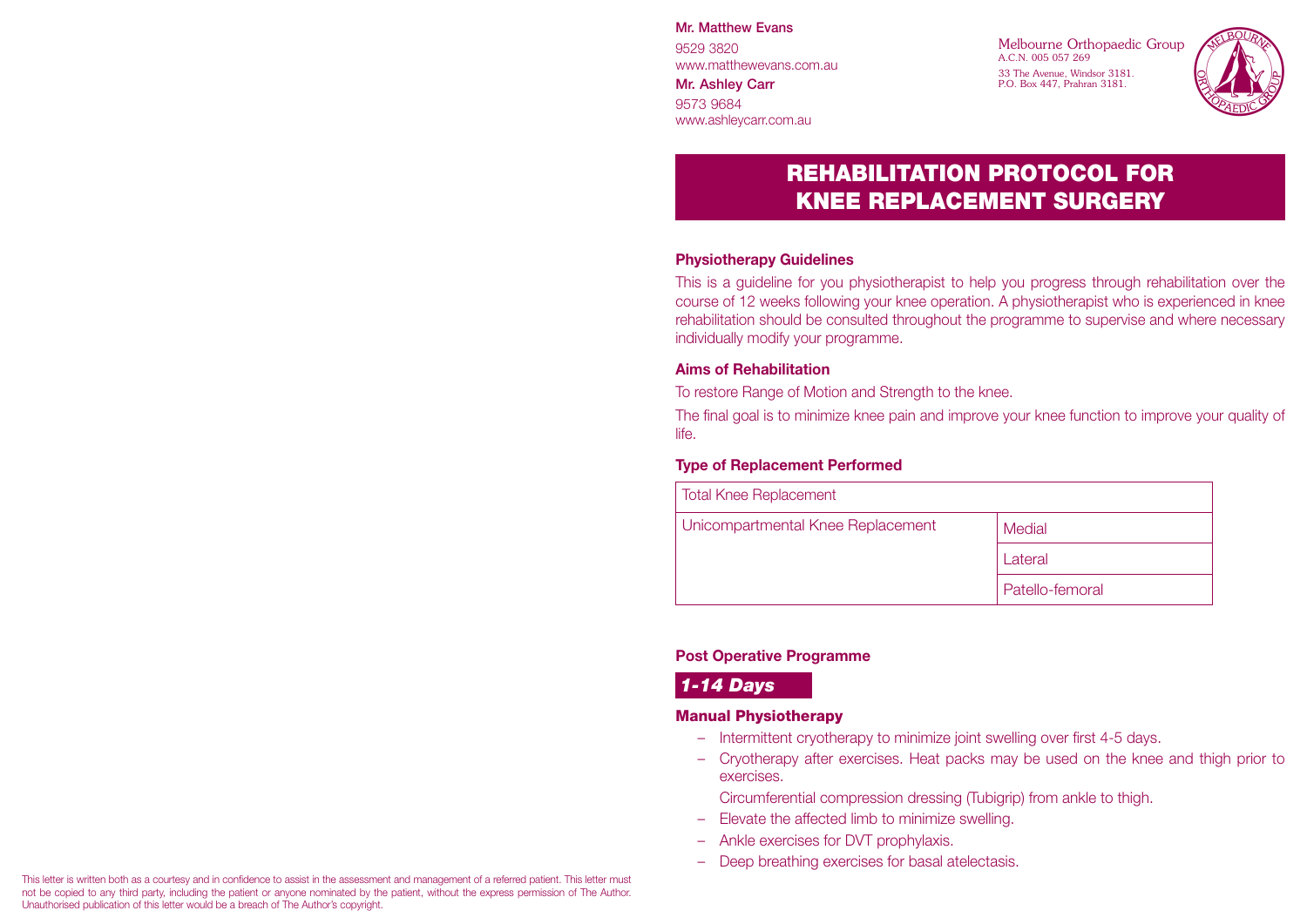**Mr. Matthew Evans**
9529 3820
www.matthewevans.com.au

**Mr. Ashley Carr**
9573 9684
www.ashleycarr.com.au

Melbourne Orthopaedic Group
A.C.N. 005 057 269
33 The Avenue, Windsor 3181.
P.O. Box 447, Prahran 3181.

# REHABILITATION PROTOCOL FOR KNEE REPLACEMENT SURGERY

### Physiotherapy Guidelines

This is a guideline for you physiotherapist to help you progress through rehabilitation over the course of 12 weeks following your knee operation. A physiotherapist who is experienced in knee rehabilitation should be consulted throughout the programme to supervise and where necessary individually modify your programme.

### Aims of Rehabilitation

To restore Range of Motion and Strength to the knee.

The final goal is to minimize knee pain and improve your knee function to improve your quality of life.

### Type of Replacement Performed

| Total Knee Replacement | |
|---|---|
| Unicompartmental Knee Replacement | Medial |
| | Lateral |
| | Patello-femoral |

### Post Operative Programme

***1-14 Days***

#### Manual Physiotherapy

- Intermittent cryotherapy to minimize joint swelling over first 4-5 days.
- Cryotherapy after exercises. Heat packs may be used on the knee and thigh prior to exercises.

  Circumferential compression dressing (Tubigrip) from ankle to thigh.
- Elevate the affected limb to minimize swelling.
- Ankle exercises for DVT prophylaxis.
- Deep breathing exercises for basal atelectasis.

This letter is written both as a courtesy and in confidence to assist in the assessment and management of a referred patient. This letter must not be copied to any third party, including the patient or anyone nominated by the patient, without the express permission of The Author. Unauthorised publication of this letter would be a breach of The Author's copyright.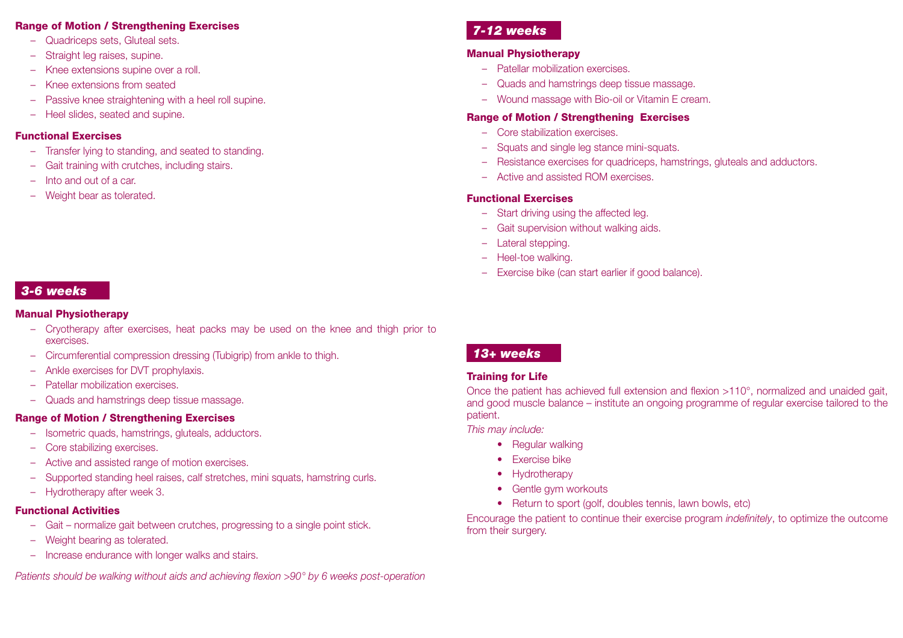**Range of Motion / Strengthening Exercises**

- Quadriceps sets, Gluteal sets.
- Straight leg raises, supine.
- Knee extensions supine over a roll.
- Knee extensions from seated
- Passive knee straightening with a heel roll supine.
- Heel slides, seated and supine.

**Functional Exercises**

- Transfer lying to standing, and seated to standing.
- Gait training with crutches, including stairs.
- Into and out of a car.
- Weight bear as tolerated.

## *3-6 weeks*

**Manual Physiotherapy**

- Cryotherapy after exercises, heat packs may be used on the knee and thigh prior to exercises.
- Circumferential compression dressing (Tubigrip) from ankle to thigh.
- Ankle exercises for DVT prophylaxis.
- Patellar mobilization exercises.
- Quads and hamstrings deep tissue massage.

**Range of Motion / Strengthening Exercises**

- Isometric quads, hamstrings, gluteals, adductors.
- Core stabilizing exercises.
- Active and assisted range of motion exercises.
- Supported standing heel raises, calf stretches, mini squats, hamstring curls.
- Hydrotherapy after week 3.

**Functional Activities**

- Gait – normalize gait between crutches, progressing to a single point stick.
- Weight bearing as tolerated.
- Increase endurance with longer walks and stairs.

*Patients should be walking without aids and achieving flexion >90° by 6 weeks post-operation*

## *7-12 weeks*

**Manual Physiotherapy**

- Patellar mobilization exercises.
- Quads and hamstrings deep tissue massage.
- Wound massage with Bio-oil or Vitamin E cream.

**Range of Motion / Strengthening Exercises**

- Core stabilization exercises.
- Squats and single leg stance mini-squats.
- Resistance exercises for quadriceps, hamstrings, gluteals and adductors.
- Active and assisted ROM exercises.

**Functional Exercises**

- Start driving using the affected leg.
- Gait supervision without walking aids.
- Lateral stepping.
- Heel-toe walking.
- Exercise bike (can start earlier if good balance).

## *13+ weeks*

**Training for Life**

Once the patient has achieved full extension and flexion >110°, normalized and unaided gait, and good muscle balance – institute an ongoing programme of regular exercise tailored to the patient.

*This may include:*

- Regular walking
- Exercise bike
- Hydrotherapy
- Gentle gym workouts
- Return to sport (golf, doubles tennis, lawn bowls, etc)

Encourage the patient to continue their exercise program *indefinitely*, to optimize the outcome from their surgery.